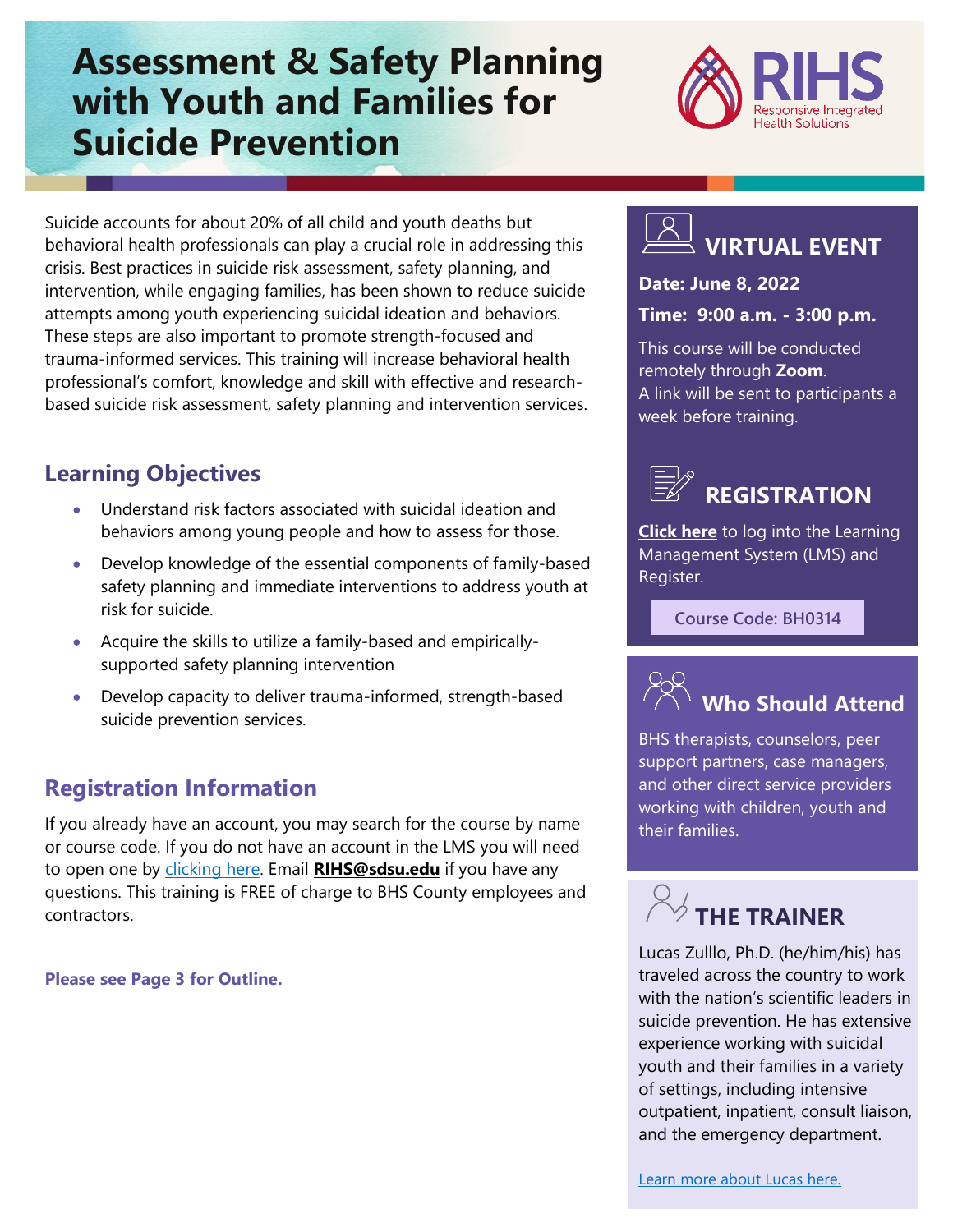# Assessment & Safety Planning with Youth and Families for Suicide Prevention

RIHS
Responsive Integrated Health Solutions

Suicide accounts for about 20% of all child and youth deaths but behavioral health professionals can play a crucial role in addressing this crisis. Best practices in suicide risk assessment, safety planning, and intervention, while engaging families, has been shown to reduce suicide attempts among youth experiencing suicidal ideation and behaviors. These steps are also important to promote strength-focused and trauma-informed services. This training will increase behavioral health professional's comfort, knowledge and skill with effective and research-based suicide risk assessment, safety planning and intervention services.

## Learning Objectives

- Understand risk factors associated with suicidal ideation and behaviors among young people and how to assess for those.
- Develop knowledge of the essential components of family-based safety planning and immediate interventions to address youth at risk for suicide.
- Acquire the skills to utilize a family-based and empirically-supported safety planning intervention
- Develop capacity to deliver trauma-informed, strength-based suicide prevention services.

## Registration Information

If you already have an account, you may search for the course by name or course code. If you do not have an account in the LMS you will need to open one by clicking here. Email **RIHS@sdsu.edu** if you have any questions. This training is FREE of charge to BHS County employees and contractors.

**Please see Page 3 for Outline.**

## VIRTUAL EVENT

**Date: June 8, 2022**

**Time: 9:00 a.m. - 3:00 p.m.**

This course will be conducted remotely through **Zoom**.
A link will be sent to participants a week before training.

## REGISTRATION

**Click here** to log into the Learning Management System (LMS) and Register.

**Course Code: BH0314**

## Who Should Attend

BHS therapists, counselors, peer support partners, case managers, and other direct service providers working with children, youth and their families.

## THE TRAINER

Lucas Zulllo, Ph.D. (he/him/his) has traveled across the country to work with the nation's scientific leaders in suicide prevention. He has extensive experience working with suicidal youth and their families in a variety of settings, including intensive outpatient, inpatient, consult liaison, and the emergency department.

Learn more about Lucas here.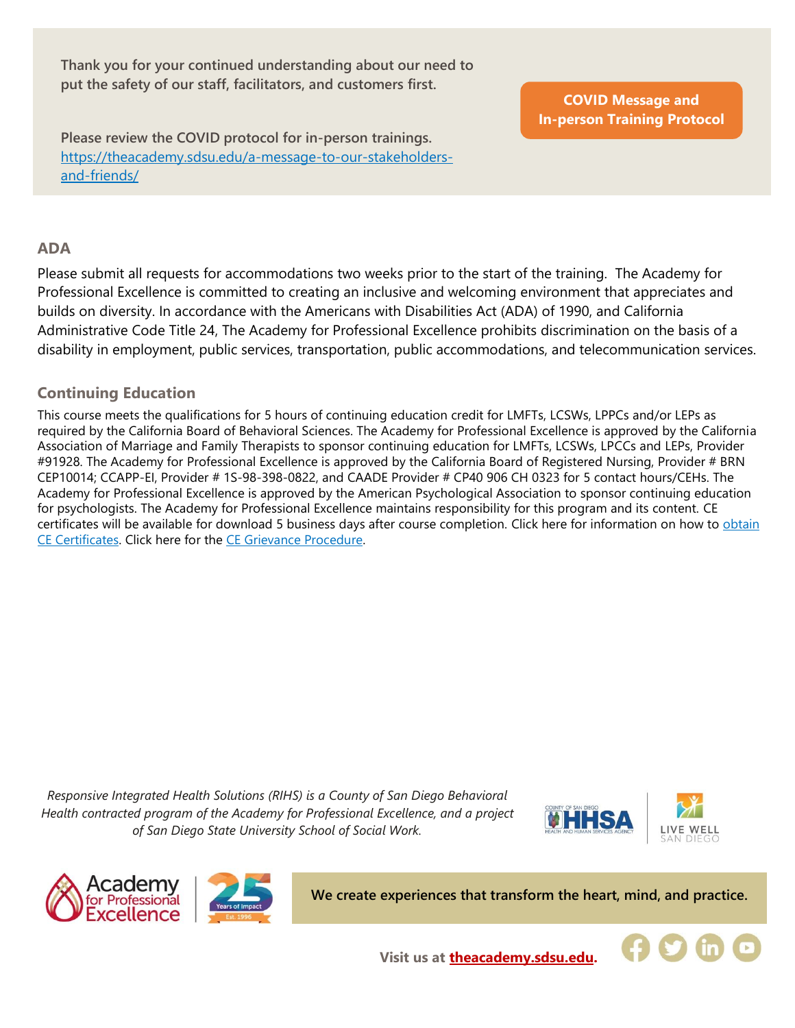Thank you for your continued understanding about our need to put the safety of our staff, facilitators, and customers first.

Please review the COVID protocol for in-person trainings. [https://theacademy.sdsu.edu/a-message-to-our-stakeholders-and-friends/](https://theacademy.sdsu.edu/a-message-to-our-stakeholders-and-friends/)

**COVID Message and In-person Training Protocol**

## ADA

Please submit all requests for accommodations two weeks prior to the start of the training. The Academy for Professional Excellence is committed to creating an inclusive and welcoming environment that appreciates and builds on diversity. In accordance with the Americans with Disabilities Act (ADA) of 1990, and California Administrative Code Title 24, The Academy for Professional Excellence prohibits discrimination on the basis of a disability in employment, public services, transportation, public accommodations, and telecommunication services.

## Continuing Education

This course meets the qualifications for 5 hours of continuing education credit for LMFTs, LCSWs, LPPCs and/or LEPs as required by the California Board of Behavioral Sciences. The Academy for Professional Excellence is approved by the California Association of Marriage and Family Therapists to sponsor continuing education for LMFTs, LCSWs, LPCCs and LEPs, Provider #91928. The Academy for Professional Excellence is approved by the California Board of Registered Nursing, Provider # BRN CEP10014; CCAPP-EI, Provider # 1S-98-398-0822, and CAADE Provider # CP40 906 CH 0323 for 5 contact hours/CEHs. The Academy for Professional Excellence is approved by the American Psychological Association to sponsor continuing education for psychologists. The Academy for Professional Excellence maintains responsibility for this program and its content. CE certificates will be available for download 5 business days after course completion. Click here for information on how to obtain CE Certificates. Click here for the CE Grievance Procedure.

*Responsive Integrated Health Solutions (RIHS) is a County of San Diego Behavioral Health contracted program of the Academy for Professional Excellence, and a project of San Diego State University School of Social Work.*

**We create experiences that transform the heart, mind, and practice.**

**Visit us at [theacademy.sdsu.edu](https://theacademy.sdsu.edu).**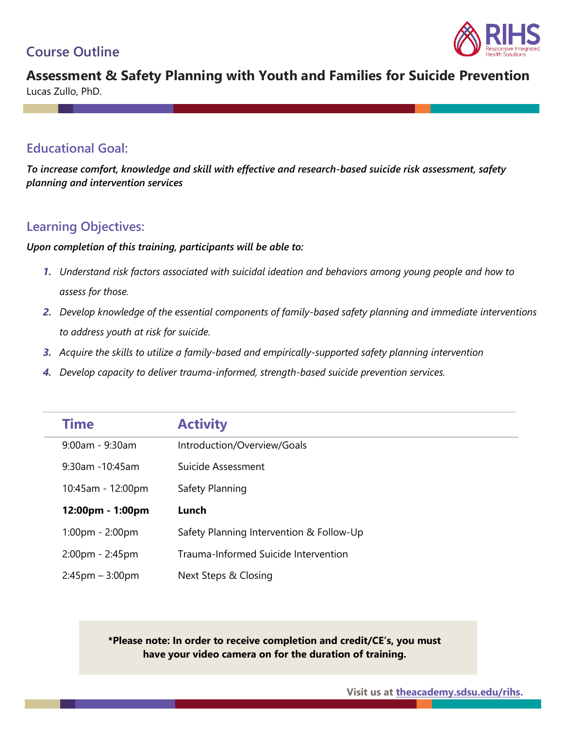## Course Outline

# Assessment & Safety Planning with Youth and Families for Suicide Prevention

Lucas Zullo, PhD.

## Educational Goal:

***To increase comfort, knowledge and skill with effective and research-based suicide risk assessment, safety planning and intervention services***

## Learning Objectives:

***Upon completion of this training, participants will be able to:***

1. *Understand risk factors associated with suicidal ideation and behaviors among young people and how to assess for those.*
2. *Develop knowledge of the essential components of family-based safety planning and immediate interventions to address youth at risk for suicide.*
3. *Acquire the skills to utilize a family-based and empirically-supported safety planning intervention*
4. *Develop capacity to deliver trauma-informed, strength-based suicide prevention services.*

| Time | Activity |
|---|---|
| 9:00am - 9:30am | Introduction/Overview/Goals |
| 9:30am -10:45am | Suicide Assessment |
| 10:45am - 12:00pm | Safety Planning |
| **12:00pm - 1:00pm** | **Lunch** |
| 1:00pm - 2:00pm | Safety Planning Intervention & Follow-Up |
| 2:00pm - 2:45pm | Trauma-Informed Suicide Intervention |
| 2:45pm – 3:00pm | Next Steps & Closing |

**\*Please note: In order to receive completion and credit/CE's, you must have your video camera on for the duration of training.**

**Visit us at theacademy.sdsu.edu/rihs.**